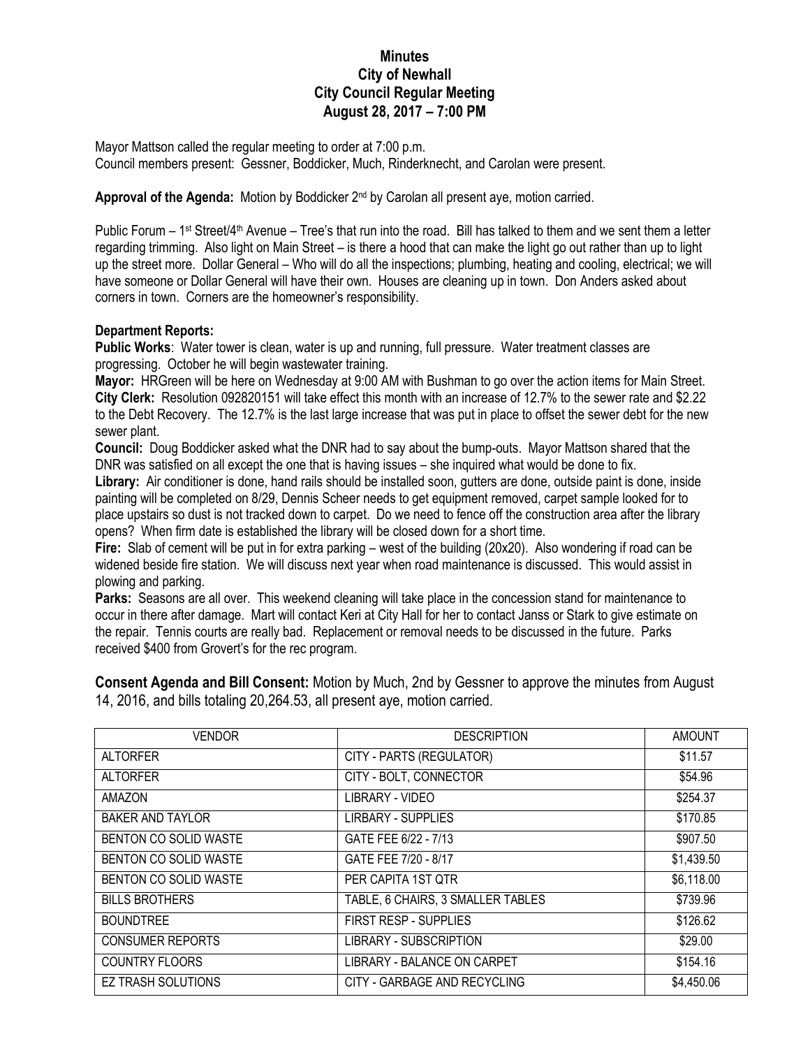# Minutes
# City of Newhall
# City Council Regular Meeting
# August 28, 2017 – 7:00 PM

Mayor Mattson called the regular meeting to order at 7:00 p.m.
Council members present: Gessner, Boddicker, Much, Rinderknecht, and Carolan were present.

**Approval of the Agenda:** Motion by Boddicker 2nd by Carolan all present aye, motion carried.

Public Forum – 1st Street/4th Avenue – Tree's that run into the road. Bill has talked to them and we sent them a letter regarding trimming. Also light on Main Street – is there a hood that can make the light go out rather than up to light up the street more. Dollar General – Who will do all the inspections; plumbing, heating and cooling, electrical; we will have someone or Dollar General will have their own. Houses are cleaning up in town. Don Anders asked about corners in town. Corners are the homeowner's responsibility.

**Department Reports:**

**Public Works**: Water tower is clean, water is up and running, full pressure. Water treatment classes are progressing. October he will begin wastewater training.

**Mayor:** HRGreen will be here on Wednesday at 9:00 AM with Bushman to go over the action items for Main Street.

**City Clerk:** Resolution 092820151 will take effect this month with an increase of 12.7% to the sewer rate and $2.22 to the Debt Recovery. The 12.7% is the last large increase that was put in place to offset the sewer debt for the new sewer plant.

**Council:** Doug Boddicker asked what the DNR had to say about the bump-outs. Mayor Mattson shared that the DNR was satisfied on all except the one that is having issues – she inquired what would be done to fix.

**Library:** Air conditioner is done, hand rails should be installed soon, gutters are done, outside paint is done, inside painting will be completed on 8/29, Dennis Scheer needs to get equipment removed, carpet sample looked for to place upstairs so dust is not tracked down to carpet. Do we need to fence off the construction area after the library opens? When firm date is established the library will be closed down for a short time.

**Fire:** Slab of cement will be put in for extra parking – west of the building (20x20). Also wondering if road can be widened beside fire station. We will discuss next year when road maintenance is discussed. This would assist in plowing and parking.

**Parks:** Seasons are all over. This weekend cleaning will take place in the concession stand for maintenance to occur in there after damage. Mart will contact Keri at City Hall for her to contact Janss or Stark to give estimate on the repair. Tennis courts are really bad. Replacement or removal needs to be discussed in the future. Parks received $400 from Grovert's for the rec program.

**Consent Agenda and Bill Consent:** Motion by Much, 2nd by Gessner to approve the minutes from August 14, 2016, and bills totaling 20,264.53, all present aye, motion carried.

| VENDOR | DESCRIPTION | AMOUNT |
|---|---|---|
| ALTORFER | CITY - PARTS (REGULATOR) | $11.57 |
| ALTORFER | CITY - BOLT, CONNECTOR | $54.96 |
| AMAZON | LIBRARY - VIDEO | $254.37 |
| BAKER AND TAYLOR | LIRBARY - SUPPLIES | $170.85 |
| BENTON CO SOLID WASTE | GATE FEE 6/22 - 7/13 | $907.50 |
| BENTON CO SOLID WASTE | GATE FEE 7/20 - 8/17 | $1,439.50 |
| BENTON CO SOLID WASTE | PER CAPITA 1ST QTR | $6,118.00 |
| BILLS BROTHERS | TABLE, 6 CHAIRS, 3 SMALLER TABLES | $739.96 |
| BOUNDTREE | FIRST RESP - SUPPLIES | $126.62 |
| CONSUMER REPORTS | LIBRARY - SUBSCRIPTION | $29.00 |
| COUNTRY FLOORS | LIBRARY - BALANCE ON CARPET | $154.16 |
| EZ TRASH SOLUTIONS | CITY - GARBAGE AND RECYCLING | $4,450.06 |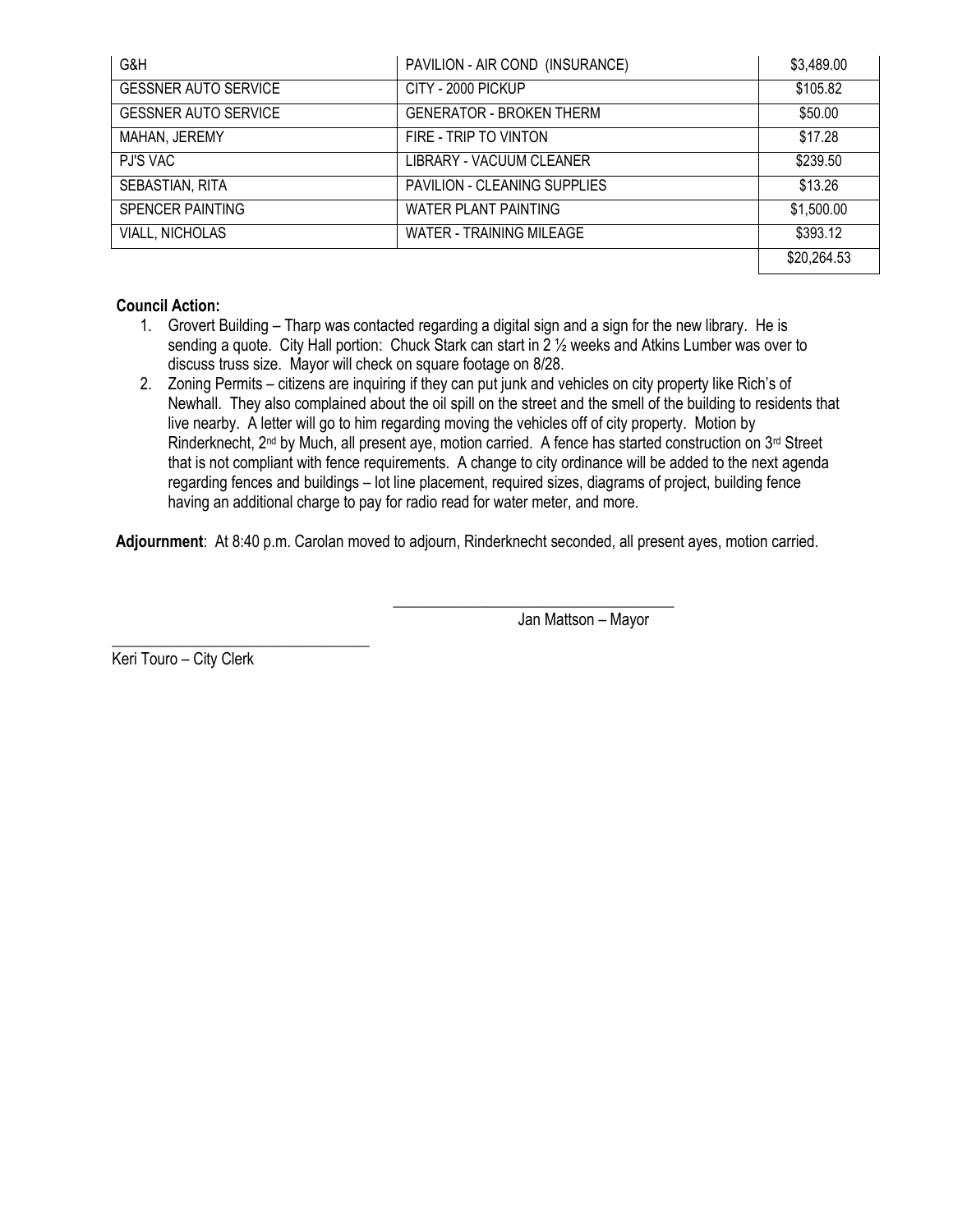| | | |
|---|---|---|
| G&H | PAVILION - AIR COND (INSURANCE) | $3,489.00 |
| GESSNER AUTO SERVICE | CITY - 2000 PICKUP | $105.82 |
| GESSNER AUTO SERVICE | GENERATOR - BROKEN THERM | $50.00 |
| MAHAN, JEREMY | FIRE - TRIP TO VINTON | $17.28 |
| PJ'S VAC | LIBRARY - VACUUM CLEANER | $239.50 |
| SEBASTIAN, RITA | PAVILION - CLEANING SUPPLIES | $13.26 |
| SPENCER PAINTING | WATER PLANT PAINTING | $1,500.00 |
| VIALL, NICHOLAS | WATER - TRAINING MILEAGE | $393.12 |
| | | $20,264.53 |

**Council Action:**

1. Grovert Building – Tharp was contacted regarding a digital sign and a sign for the new library. He is sending a quote. City Hall portion: Chuck Stark can start in 2 ½ weeks and Atkins Lumber was over to discuss truss size. Mayor will check on square footage on 8/28.
2. Zoning Permits – citizens are inquiring if they can put junk and vehicles on city property like Rich's of Newhall. They also complained about the oil spill on the street and the smell of the building to residents that live nearby. A letter will go to him regarding moving the vehicles off of city property. Motion by Rinderknecht, 2nd by Much, all present aye, motion carried. A fence has started construction on 3rd Street that is not compliant with fence requirements. A change to city ordinance will be added to the next agenda regarding fences and buildings – lot line placement, required sizes, diagrams of project, building fence having an additional charge to pay for radio read for water meter, and more.

**Adjournment**: At 8:40 p.m. Carolan moved to adjourn, Rinderknecht seconded, all present ayes, motion carried.

\_\_\_\_\_\_\_\_\_\_\_\_\_\_\_\_\_\_\_\_\_\_\_\_\_\_\_\_\_\_\_\_\_\_\_

Jan Mattson – Mayor

\_\_\_\_\_\_\_\_\_\_\_\_\_\_\_\_\_\_\_\_\_\_\_\_\_\_\_\_\_\_\_\_\_\_\_

Keri Touro – City Clerk